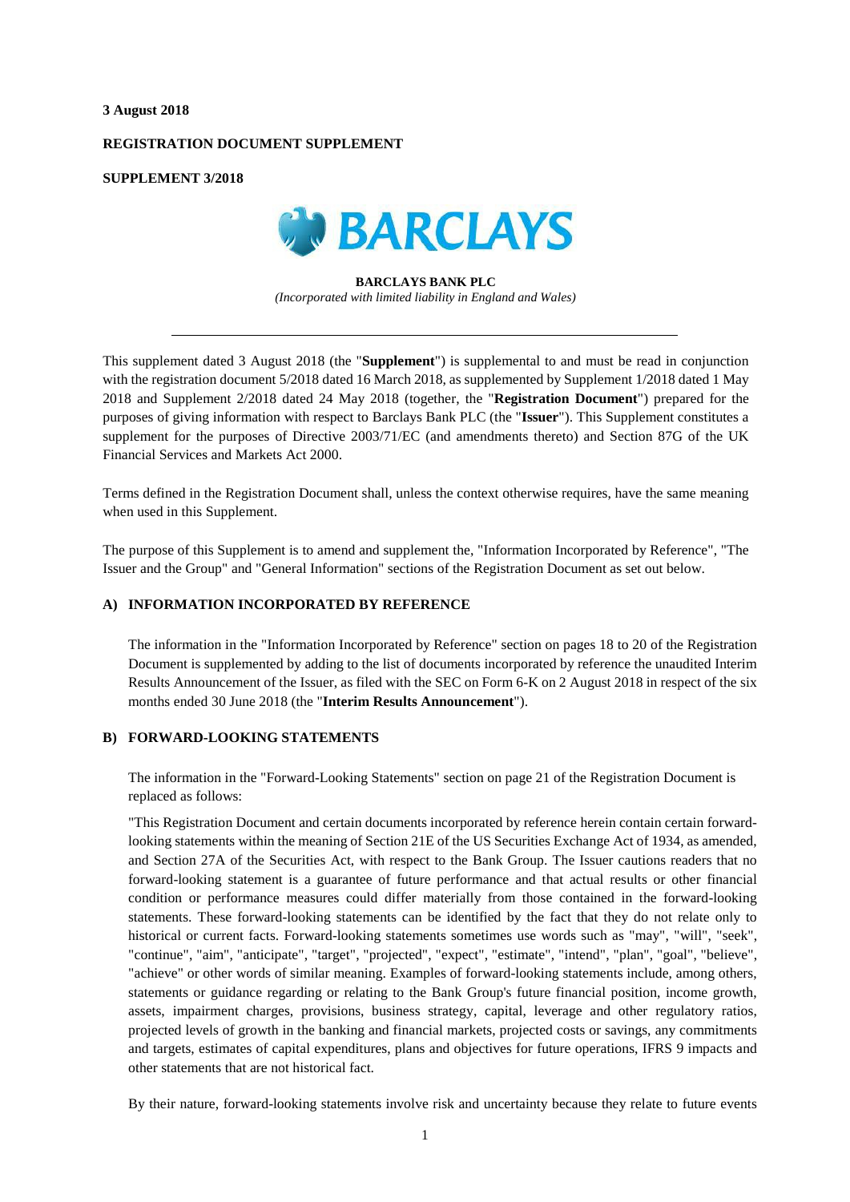**3 August 2018**

**REGISTRATION DOCUMENT SUPPLEMENT**

**SUPPLEMENT 3/2018**

BARCLAYS

**BARCLAYS BANK PLC**

*(Incorporated with limited liability in England and Wales)*

---

This supplement dated 3 August 2018 (the "**Supplement**") is supplemental to and must be read in conjunction with the registration document 5/2018 dated 16 March 2018, as supplemented by Supplement 1/2018 dated 1 May 2018 and Supplement 2/2018 dated 24 May 2018 (together, the "**Registration Document**") prepared for the purposes of giving information with respect to Barclays Bank PLC (the "**Issuer**"). This Supplement constitutes a supplement for the purposes of Directive 2003/71/EC (and amendments thereto) and Section 87G of the UK Financial Services and Markets Act 2000.

Terms defined in the Registration Document shall, unless the context otherwise requires, have the same meaning when used in this Supplement.

The purpose of this Supplement is to amend and supplement the, "Information Incorporated by Reference", "The Issuer and the Group" and "General Information" sections of the Registration Document as set out below.

## A) INFORMATION INCORPORATED BY REFERENCE

The information in the "Information Incorporated by Reference" section on pages 18 to 20 of the Registration Document is supplemented by adding to the list of documents incorporated by reference the unaudited Interim Results Announcement of the Issuer, as filed with the SEC on Form 6-K on 2 August 2018 in respect of the six months ended 30 June 2018 (the "**Interim Results Announcement**").

## B) FORWARD-LOOKING STATEMENTS

The information in the "Forward-Looking Statements" section on page 21 of the Registration Document is replaced as follows:

"This Registration Document and certain documents incorporated by reference herein contain certain forward-looking statements within the meaning of Section 21E of the US Securities Exchange Act of 1934, as amended, and Section 27A of the Securities Act, with respect to the Bank Group. The Issuer cautions readers that no forward-looking statement is a guarantee of future performance and that actual results or other financial condition or performance measures could differ materially from those contained in the forward-looking statements. These forward-looking statements can be identified by the fact that they do not relate only to historical or current facts. Forward-looking statements sometimes use words such as "may", "will", "seek", "continue", "aim", "anticipate", "target", "projected", "expect", "estimate", "intend", "plan", "goal", "believe", "achieve" or other words of similar meaning. Examples of forward-looking statements include, among others, statements or guidance regarding or relating to the Bank Group's future financial position, income growth, assets, impairment charges, provisions, business strategy, capital, leverage and other regulatory ratios, projected levels of growth in the banking and financial markets, projected costs or savings, any commitments and targets, estimates of capital expenditures, plans and objectives for future operations, IFRS 9 impacts and other statements that are not historical fact.

By their nature, forward-looking statements involve risk and uncertainty because they relate to future events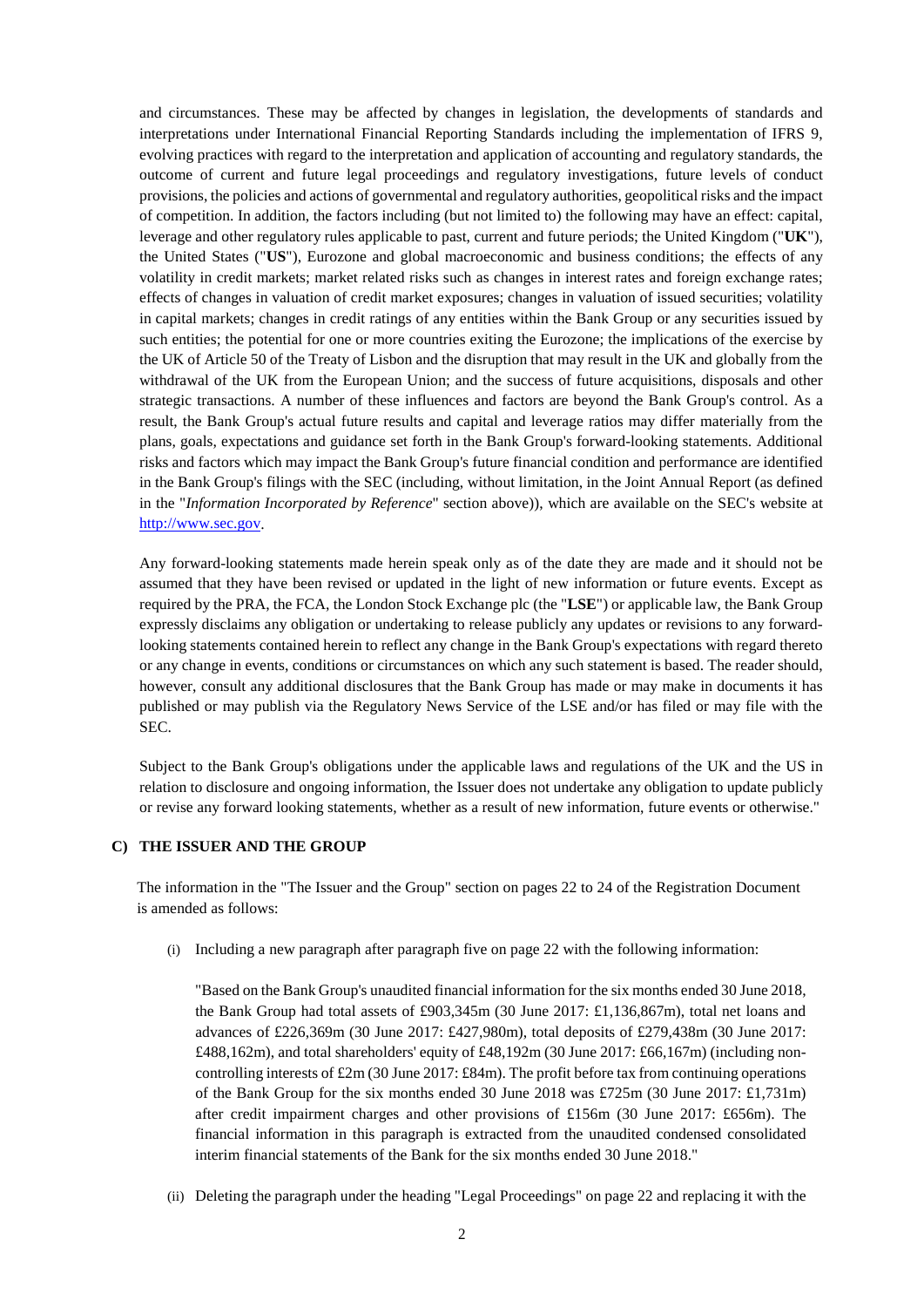and circumstances. These may be affected by changes in legislation, the developments of standards and interpretations under International Financial Reporting Standards including the implementation of IFRS 9, evolving practices with regard to the interpretation and application of accounting and regulatory standards, the outcome of current and future legal proceedings and regulatory investigations, future levels of conduct provisions, the policies and actions of governmental and regulatory authorities, geopolitical risks and the impact of competition. In addition, the factors including (but not limited to) the following may have an effect: capital, leverage and other regulatory rules applicable to past, current and future periods; the United Kingdom ("**UK**"), the United States ("**US**"), Eurozone and global macroeconomic and business conditions; the effects of any volatility in credit markets; market related risks such as changes in interest rates and foreign exchange rates; effects of changes in valuation of credit market exposures; changes in valuation of issued securities; volatility in capital markets; changes in credit ratings of any entities within the Bank Group or any securities issued by such entities; the potential for one or more countries exiting the Eurozone; the implications of the exercise by the UK of Article 50 of the Treaty of Lisbon and the disruption that may result in the UK and globally from the withdrawal of the UK from the European Union; and the success of future acquisitions, disposals and other strategic transactions. A number of these influences and factors are beyond the Bank Group's control. As a result, the Bank Group's actual future results and capital and leverage ratios may differ materially from the plans, goals, expectations and guidance set forth in the Bank Group's forward-looking statements. Additional risks and factors which may impact the Bank Group's future financial condition and performance are identified in the Bank Group's filings with the SEC (including, without limitation, in the Joint Annual Report (as defined in the "*Information Incorporated by Reference*" section above)), which are available on the SEC's website at http://www.sec.gov.

Any forward-looking statements made herein speak only as of the date they are made and it should not be assumed that they have been revised or updated in the light of new information or future events. Except as required by the PRA, the FCA, the London Stock Exchange plc (the "**LSE**") or applicable law, the Bank Group expressly disclaims any obligation or undertaking to release publicly any updates or revisions to any forward-looking statements contained herein to reflect any change in the Bank Group's expectations with regard thereto or any change in events, conditions or circumstances on which any such statement is based. The reader should, however, consult any additional disclosures that the Bank Group has made or may make in documents it has published or may publish via the Regulatory News Service of the LSE and/or has filed or may file with the SEC.

Subject to the Bank Group's obligations under the applicable laws and regulations of the UK and the US in relation to disclosure and ongoing information, the Issuer does not undertake any obligation to update publicly or revise any forward looking statements, whether as a result of new information, future events or otherwise."

## C) THE ISSUER AND THE GROUP

The information in the "The Issuer and the Group" section on pages 22 to 24 of the Registration Document is amended as follows:

(i) Including a new paragraph after paragraph five on page 22 with the following information:

"Based on the Bank Group's unaudited financial information for the six months ended 30 June 2018, the Bank Group had total assets of £903,345m (30 June 2017: £1,136,867m), total net loans and advances of £226,369m (30 June 2017: £427,980m), total deposits of £279,438m (30 June 2017: £488,162m), and total shareholders' equity of £48,192m (30 June 2017: £66,167m) (including non-controlling interests of £2m (30 June 2017: £84m). The profit before tax from continuing operations of the Bank Group for the six months ended 30 June 2018 was £725m (30 June 2017: £1,731m) after credit impairment charges and other provisions of £156m (30 June 2017: £656m). The financial information in this paragraph is extracted from the unaudited condensed consolidated interim financial statements of the Bank for the six months ended 30 June 2018."

(ii) Deleting the paragraph under the heading "Legal Proceedings" on page 22 and replacing it with the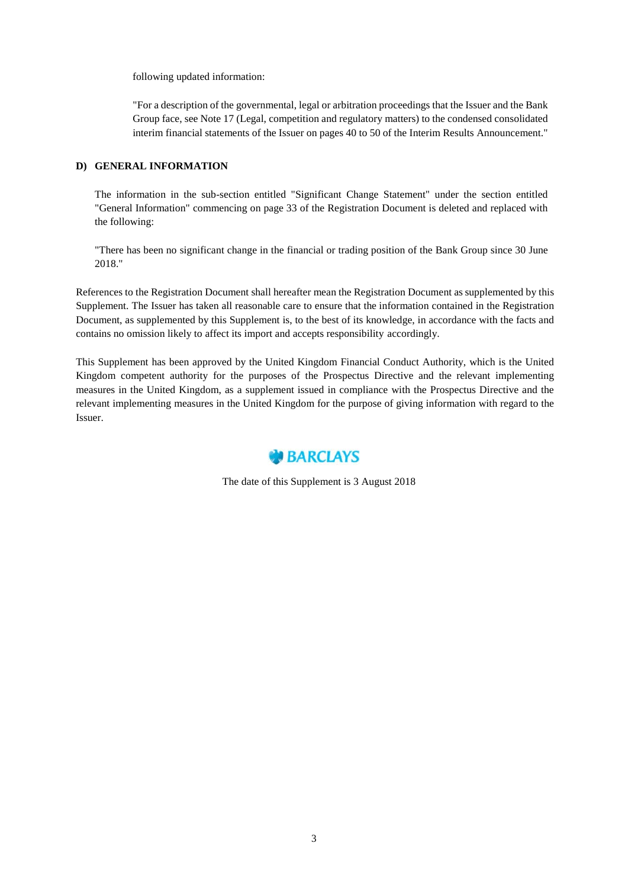following updated information:

"For a description of the governmental, legal or arbitration proceedings that the Issuer and the Bank Group face, see Note 17 (Legal, competition and regulatory matters) to the condensed consolidated interim financial statements of the Issuer on pages 40 to 50 of the Interim Results Announcement."

**D) GENERAL INFORMATION**

The information in the sub-section entitled "Significant Change Statement" under the section entitled "General Information" commencing on page 33 of the Registration Document is deleted and replaced with the following:

"There has been no significant change in the financial or trading position of the Bank Group since 30 June 2018."

References to the Registration Document shall hereafter mean the Registration Document as supplemented by this Supplement. The Issuer has taken all reasonable care to ensure that the information contained in the Registration Document, as supplemented by this Supplement is, to the best of its knowledge, in accordance with the facts and contains no omission likely to affect its import and accepts responsibility accordingly.

This Supplement has been approved by the United Kingdom Financial Conduct Authority, which is the United Kingdom competent authority for the purposes of the Prospectus Directive and the relevant implementing measures in the United Kingdom, as a supplement issued in compliance with the Prospectus Directive and the relevant implementing measures in the United Kingdom for the purpose of giving information with regard to the Issuer.

BARCLAYS

The date of this Supplement is 3 August 2018